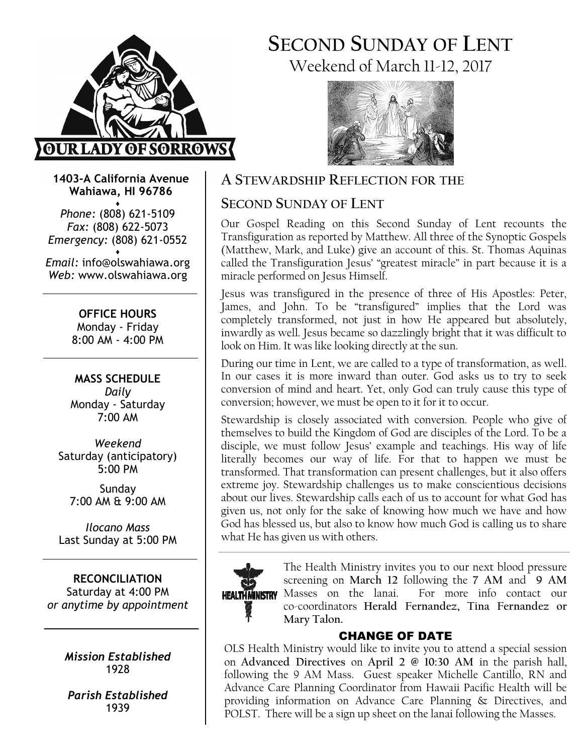# SECOND SUNDAY OF LENT

Weekend of March 11-12, 2017

**1403-A California Avenue**
**Wahiawa, HI 96786**

*Phone:* (808) 621-5109
*Fax:* (808) 622-5073
*Emergency:* (808) 621-0552

*Email:* info@olswahiawa.org
*Web:* www.olswahiawa.org

**OFFICE HOURS**
Monday - Friday
8:00 AM - 4:00 PM

**MASS SCHEDULE**
*Daily*
Monday - Saturday
7:00 AM

*Weekend*
Saturday (anticipatory)
5:00 PM

Sunday
7:00 AM & 9:00 AM

*Ilocano Mass*
Last Sunday at 5:00 PM

**RECONCILIATION**
Saturday at 4:00 PM
*or anytime by appointment*

***Mission Established***
1928

***Parish Established***
1939

## A STEWARDSHIP REFLECTION FOR THE SECOND SUNDAY OF LENT

Our Gospel Reading on this Second Sunday of Lent recounts the Transfiguration as reported by Matthew. All three of the Synoptic Gospels (Matthew, Mark, and Luke) give an account of this. St. Thomas Aquinas called the Transfiguration Jesus' "greatest miracle" in part because it is a miracle performed on Jesus Himself.

Jesus was transfigured in the presence of three of His Apostles: Peter, James, and John. To be "transfigured" implies that the Lord was completely transformed, not just in how He appeared but absolutely, inwardly as well. Jesus became so dazzlingly bright that it was difficult to look on Him. It was like looking directly at the sun.

During our time in Lent, we are called to a type of transformation, as well. In our cases it is more inward than outer. God asks us to try to seek conversion of mind and heart. Yet, only God can truly cause this type of conversion; however, we must be open to it for it to occur.

Stewardship is closely associated with conversion. People who give of themselves to build the Kingdom of God are disciples of the Lord. To be a disciple, we must follow Jesus' example and teachings. His way of life literally becomes our way of life. For that to happen we must be transformed. That transformation can present challenges, but it also offers extreme joy. Stewardship challenges us to make conscientious decisions about our lives. Stewardship calls each of us to account for what God has given us, not only for the sake of knowing how much we have and how God has blessed us, but also to know how much God is calling us to share what He has given us with others.

HEALTH MINISTRY

The Health Ministry invites you to our next blood pressure screening on **March 12** following the **7 AM** and **9 AM** Masses on the lanai. For more info contact our co-coordinators **Herald Fernandez, Tina Fernandez or Mary Talon.**

## CHANGE OF DATE

OLS Health Ministry would like to invite you to attend a special session on **Advanced Directives** on **April 2 @ 10:30 AM** in the parish hall, following the 9 AM Mass. Guest speaker Michelle Cantillo, RN and Advance Care Planning Coordinator from Hawaii Pacific Health will be providing information on Advance Care Planning & Directives, and POLST. There will be a sign up sheet on the lanai following the Masses.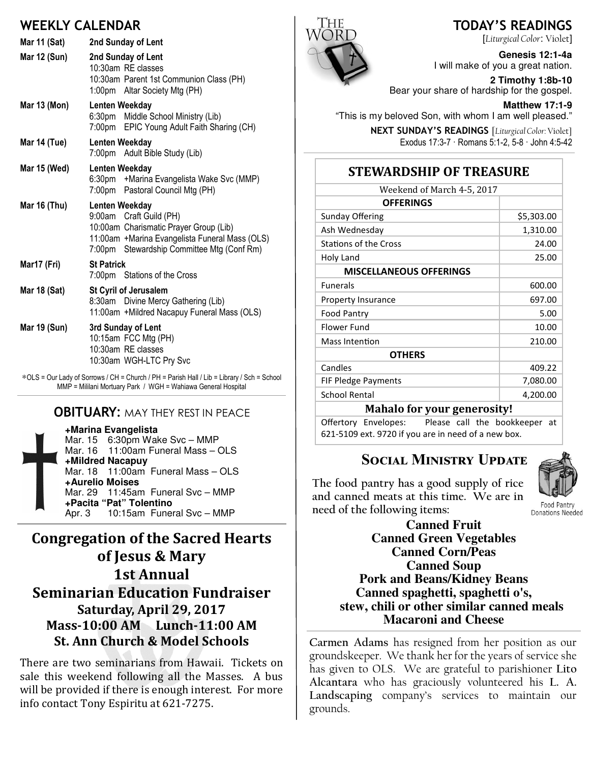## WEEKLY CALENDAR

**Mar 11 (Sat)** — **2nd Sunday of Lent**

**Mar 12 (Sun)** — **2nd Sunday of Lent**
- 10:30am RE classes
- 10:30am Parent 1st Communion Class (PH)
- 1:00pm Altar Society Mtg (PH)

**Mar 13 (Mon)** — **Lenten Weekday**
- 6:30pm Middle School Ministry (Lib)
- 7:00pm EPIC Young Adult Faith Sharing (CH)

**Mar 14 (Tue)** — **Lenten Weekday**
- 7:00pm Adult Bible Study (Lib)

**Mar 15 (Wed)** — **Lenten Weekday**
- 6:30pm +Marina Evangelista Wake Svc (MMP)
- 7:00pm Pastoral Council Mtg (PH)

**Mar 16 (Thu)** — **Lenten Weekday**
- 9:00am Craft Guild (PH)
- 10:00am Charismatic Prayer Group (Lib)
- 11:00am +Marina Evangelista Funeral Mass (OLS)
- 7:00pm Stewardship Committee Mtg (Conf Rm)

**Mar17 (Fri)** — **St Patrick**
- 7:00pm Stations of the Cross

**Mar 18 (Sat)** — **St Cyril of Jerusalem**
- 8:30am Divine Mercy Gathering (Lib)
- 11:00am +Mildred Nacapuy Funeral Mass (OLS)

**Mar 19 (Sun)** — **3rd Sunday of Lent**
- 10:15am FCC Mtg (PH)
- 10:30am RE classes
- 10:30am WGH-LTC Pry Svc

*OLS = Our Lady of Sorrows / CH = Church / PH = Parish Hall / Lib = Library / Sch = School
MMP = Mililani Mortuary Park / WGH = Wahiawa General Hospital

## OBITUARY: MAY THEY REST IN PEACE

**+Marina Evangelista**
Mar. 15 6:30pm Wake Svc – MMP
Mar. 16 11:00am Funeral Mass – OLS

**+Mildred Nacapuy**
Mar. 18 11:00am Funeral Mass – OLS

**+Aurelio Moises**
Mar. 29 11:45am Funeral Svc – MMP

**+Pacita "Pat" Tolentino**
Apr. 3 10:15am Funeral Svc – MMP

## Congregation of the Sacred Hearts of Jesus & Mary
## 1st Annual
## Seminarian Education Fundraiser
### Saturday, April 29, 2017
### Mass-10:00 AM Lunch-11:00 AM
### St. Ann Church & Model Schools

There are two seminarians from Hawaii. Tickets on sale this weekend following all the Masses. A bus will be provided if there is enough interest. For more info contact Tony Espiritu at 621-7275.

## TODAY'S READINGS

[*Liturgical Color*: Violet]

**Genesis 12:1-4a**
I will make of you a great nation.

**2 Timothy 1:8b-10**
Bear your share of hardship for the gospel.

**Matthew 17:1-9**
"This is my beloved Son, with whom I am well pleased."

**NEXT SUNDAY'S READINGS** [*Liturgical Color*: Violet]
Exodus 17:3-7 · Romans 5:1-2, 5-8 · John 4:5-42

## STEWARDSHIP OF TREASURE

Weekend of March 4-5, 2017

| OFFERINGS | |
|---|---|
| Sunday Offering | $5,303.00 |
| Ash Wednesday | 1,310.00 |
| Stations of the Cross | 24.00 |
| Holy Land | 25.00 |
| **MISCELLANEOUS OFFERINGS** | |
| Funerals | 600.00 |
| Property Insurance | 697.00 |
| Food Pantry | 5.00 |
| Flower Fund | 10.00 |
| Mass Intention | 210.00 |
| **OTHERS** | |
| Candles | 409.22 |
| FIF Pledge Payments | 7,080.00 |
| School Rental | 4,200.00 |

**Mahalo for your generosity!**

Offertory Envelopes: Please call the bookkeeper at 621-5109 ext. 9720 if you are in need of a new box.

## SOCIAL MINISTRY UPDATE

The food pantry has a good supply of rice and canned meats at this time. We are in need of the following items:

Food Pantry Donations Needed

**Canned Fruit**
**Canned Green Vegetables**
**Canned Corn/Peas**
**Canned Soup**
**Pork and Beans/Kidney Beans**
**Canned spaghetti, spaghetti o's, stew, chili or other similar canned meals**
**Macaroni and Cheese**

**Carmen Adams** has resigned from her position as our groundskeeper. We thank her for the years of service she has given to OLS. We are grateful to parishioner **Lito Alcantara** who has graciously volunteered his **L. A. Landscaping** company's services to maintain our grounds.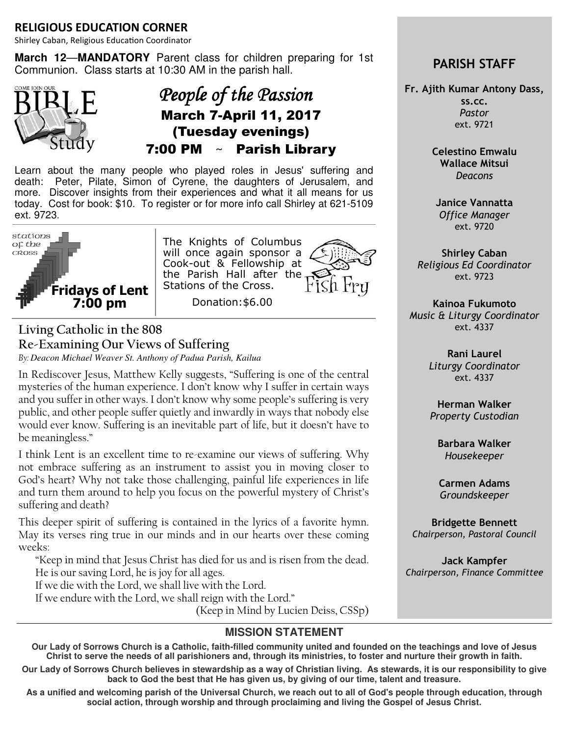## RELIGIOUS EDUCATION CORNER

Shirley Caban, Religious Education Coordinator

**March 12—MANDATORY** Parent class for children preparing for 1st Communion. Class starts at 10:30 AM in the parish hall.

COME JOIN OUR BIBLE Study

### *People of the Passion*

**March 7-April 11, 2017**
**(Tuesday evenings)**
**7:00 PM ~ Parish Library**

Learn about the many people who played roles in Jesus' suffering and death: Peter, Pilate, Simon of Cyrene, the daughters of Jerusalem, and more. Discover insights from their experiences and what it all means for us today. Cost for book: $10. To register or for more info call Shirley at 621-5109 ext. 9723.

stations of the cross

**Fridays of Lent**
**7:00 pm**

The Knights of Columbus will once again sponsor a Cook-out & Fellowship at the Parish Hall after the Stations of the Cross.

Fish Fry

Donation:$6.00

## Living Catholic in the 808
## Re-Examining Our Views of Suffering

*By:* ***Deacon Michael Weaver St. Anthony of Padua Parish, Kailua***

In Rediscover Jesus, Matthew Kelly suggests, "Suffering is one of the central mysteries of the human experience. I don't know why I suffer in certain ways and you suffer in other ways. I don't know why some people's suffering is very public, and other people suffer quietly and inwardly in ways that nobody else would ever know. Suffering is an inevitable part of life, but it doesn't have to be meaningless."

I think Lent is an excellent time to re-examine our views of suffering. Why not embrace suffering as an instrument to assist you in moving closer to God's heart? Why not take those challenging, painful life experiences in life and turn them around to help you focus on the powerful mystery of Christ's suffering and death?

This deeper spirit of suffering is contained in the lyrics of a favorite hymn. May its verses ring true in our minds and in our hearts over these coming weeks:

> "Keep in mind that Jesus Christ has died for us and is risen from the dead.
> He is our saving Lord, he is joy for all ages.
> If we die with the Lord, we shall live with the Lord.
> If we endure with the Lord, we shall reign with the Lord."
> (Keep in Mind by Lucien Deiss, CSSp)

## PARISH STAFF

**Fr. Ajith Kumar Antony Dass, ss.cc.**
*Pastor*
ext. 9721

**Celestino Emwalu**
**Wallace Mitsui**
*Deacons*

**Janice Vannatta**
*Office Manager*
ext. 9720

**Shirley Caban**
*Religious Ed Coordinator*
ext. 9723

**Kainoa Fukumoto**
*Music & Liturgy Coordinator*
ext. 4337

**Rani Laurel**
*Liturgy Coordinator*
ext. 4337

**Herman Walker**
*Property Custodian*

**Barbara Walker**
*Housekeeper*

**Carmen Adams**
*Groundskeeper*

**Bridgette Bennett**
*Chairperson, Pastoral Council*

**Jack Kampfer**
*Chairperson, Finance Committee*

## MISSION STATEMENT

**Our Lady of Sorrows Church is a Catholic, faith-filled community united and founded on the teachings and love of Jesus Christ to serve the needs of all parishioners and, through its ministries, to foster and nurture their growth in faith.**

**Our Lady of Sorrows Church believes in stewardship as a way of Christian living. As stewards, it is our responsibility to give back to God the best that He has given us, by giving of our time, talent and treasure.**

**As a unified and welcoming parish of the Universal Church, we reach out to all of God's people through education, through social action, through worship and through proclaiming and living the Gospel of Jesus Christ.**